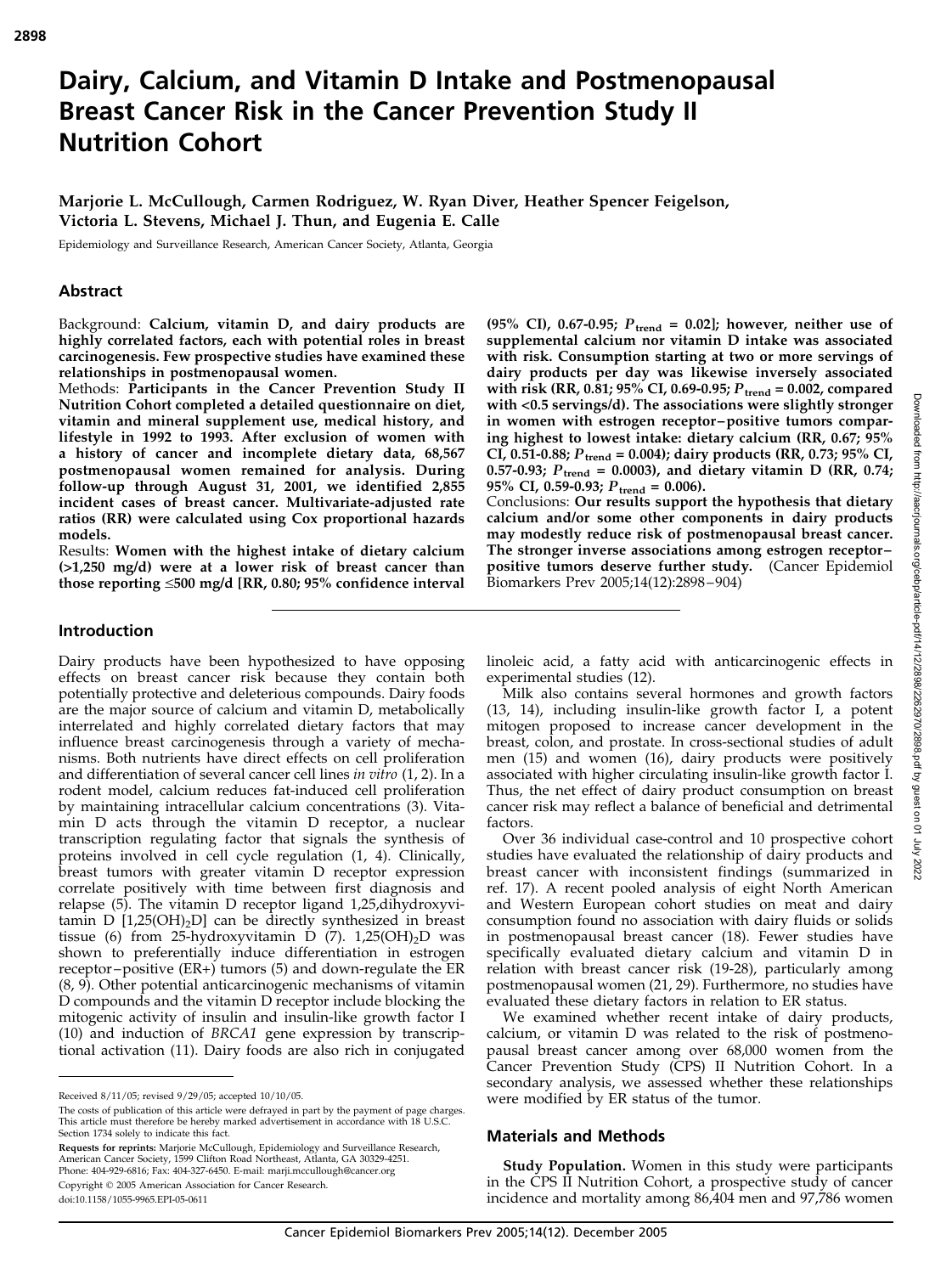# Dairy, Calcium, and Vitamin D Intake and Postmenopausal Breast Cancer Risk in the Cancer Prevention Study II Nutrition Cohort

**Marjorie L. McCullough, Carmen Rodriguez, W. Ryan Diver, Heather Spencer Feigelson, Victoria L. Stevens, Michael J. Thun, and Eugenia E. Calle**

Epidemiology and Surveillance Research, American Cancer Society, Atlanta, Georgia

## Abstract

Background: **Calcium, vitamin D, and dairy products are highly correlated factors, each with potential roles in breast carcinogenesis. Few prospective studies have examined these relationships in postmenopausal women.**

Methods: **Participants in the Cancer Prevention Study II Nutrition Cohort completed a detailed questionnaire on diet, vitamin and mineral supplement use, medical history, and lifestyle in 1992 to 1993. After exclusion of women with a history of cancer and incomplete dietary data, 68,567 postmenopausal women remained for analysis. During follow-up through August 31, 2001, we identified 2,855 incident cases of breast cancer. Multivariate-adjusted rate ratios (RR) were calculated using Cox proportional hazards models.**

Results: **Women with the highest intake of dietary calcium (>1,250 mg/d) were at a lower risk of breast cancer than those reporting ≤500 mg/d [RR, 0.80; 95% confidence interval (95% CI), 0.67-0.95; $P_{trend}$ = 0.02]; however, neither use of supplemental calcium nor vitamin D intake was associated with risk. Consumption starting at two or more servings of dairy products per day was likewise inversely associated with risk (RR, 0.81; 95% CI, 0.69-0.95; $P_{trend}$ = 0.002, compared with <0.5 servings/d). The associations were slightly stronger in women with estrogen receptor–positive tumors comparing highest to lowest intake: dietary calcium (RR, 0.67; 95% CI, 0.51-0.88; $P_{trend}$ = 0.004); dairy products (RR, 0.73; 95% CI, 0.57-0.93; $P_{trend}$ = 0.0003), and dietary vitamin D (RR, 0.74; 95% CI, 0.59-0.93; $P_{trend}$ = 0.006).**

Conclusions: **Our results support the hypothesis that dietary calcium and/or some other components in dairy products may modestly reduce risk of postmenopausal breast cancer. The stronger inverse associations among estrogen receptor–positive tumors deserve further study.** (Cancer Epidemiol Biomarkers Prev 2005;14(12):2898–904)

## Introduction

Dairy products have been hypothesized to have opposing effects on breast cancer risk because they contain both potentially protective and deleterious compounds. Dairy foods are the major source of calcium and vitamin D, metabolically interrelated and highly correlated dietary factors that may influence breast carcinogenesis through a variety of mechanisms. Both nutrients have direct effects on cell proliferation and differentiation of several cancer cell lines *in vitro* (1, 2). In a rodent model, calcium reduces fat-induced cell proliferation by maintaining intracellular calcium concentrations (3). Vitamin D acts through the vitamin D receptor, a nuclear transcription regulating factor that signals the synthesis of proteins involved in cell cycle regulation (1, 4). Clinically, breast tumors with greater vitamin D receptor expression correlate positively with time between first diagnosis and relapse (5). The vitamin D receptor ligand 1,25,dihydroxyvitamin D [$1,25(OH)_2D$] can be directly synthesized in breast tissue (6) from 25-hydroxyvitamin D (7). $1,25(OH)_2D$ was shown to preferentially induce differentiation in estrogen receptor–positive (ER+) tumors (5) and down-regulate the ER (8, 9). Other potential anticarcinogenic mechanisms of vitamin D compounds and the vitamin D receptor include blocking the mitogenic activity of insulin and insulin-like growth factor I (10) and induction of *BRCA1* gene expression by transcriptional activation (11). Dairy foods are also rich in conjugated linoleic acid, a fatty acid with anticarcinogenic effects in experimental studies (12).

Milk also contains several hormones and growth factors (13, 14), including insulin-like growth factor I, a potent mitogen proposed to increase cancer development in the breast, colon, and prostate. In cross-sectional studies of adult men (15) and women (16), dairy products were positively associated with higher circulating insulin-like growth factor I. Thus, the net effect of dairy product consumption on breast cancer risk may reflect a balance of beneficial and detrimental factors.

Over 36 individual case-control and 10 prospective cohort studies have evaluated the relationship of dairy products and breast cancer with inconsistent findings (summarized in ref. 17). A recent pooled analysis of eight North American and Western European cohort studies on meat and dairy consumption found no association with dairy fluids or solids in postmenopausal breast cancer (18). Fewer studies have specifically evaluated dietary calcium and vitamin D in relation with breast cancer risk (19-28), particularly among postmenopausal women (21, 29). Furthermore, no studies have evaluated these dietary factors in relation to ER status.

We examined whether recent intake of dairy products, calcium, or vitamin D was related to the risk of postmenopausal breast cancer among over 68,000 women from the Cancer Prevention Study (CPS) II Nutrition Cohort. In a secondary analysis, we assessed whether these relationships were modified by ER status of the tumor.

## Materials and Methods

**Study Population.** Women in this study were participants in the CPS II Nutrition Cohort, a prospective study of cancer incidence and mortality among 86,404 men and 97,786 women

---

Received 8/11/05; revised 9/29/05; accepted 10/10/05.

The costs of publication of this article were defrayed in part by the payment of page charges. This article must therefore be hereby marked advertisement in accordance with 18 U.S.C. Section 1734 solely to indicate this fact.

**Requests for reprints:** Marjorie McCullough, Epidemiology and Surveillance Research, American Cancer Society, 1599 Clifton Road Northeast, Atlanta, GA 30329-4251. Phone: 404-929-6816; Fax: 404-327-6450. E-mail: marji.mccullough@cancer.org

Copyright © 2005 American Association for Cancer Research.

doi:10.1158/1055-9965.EPI-05-0611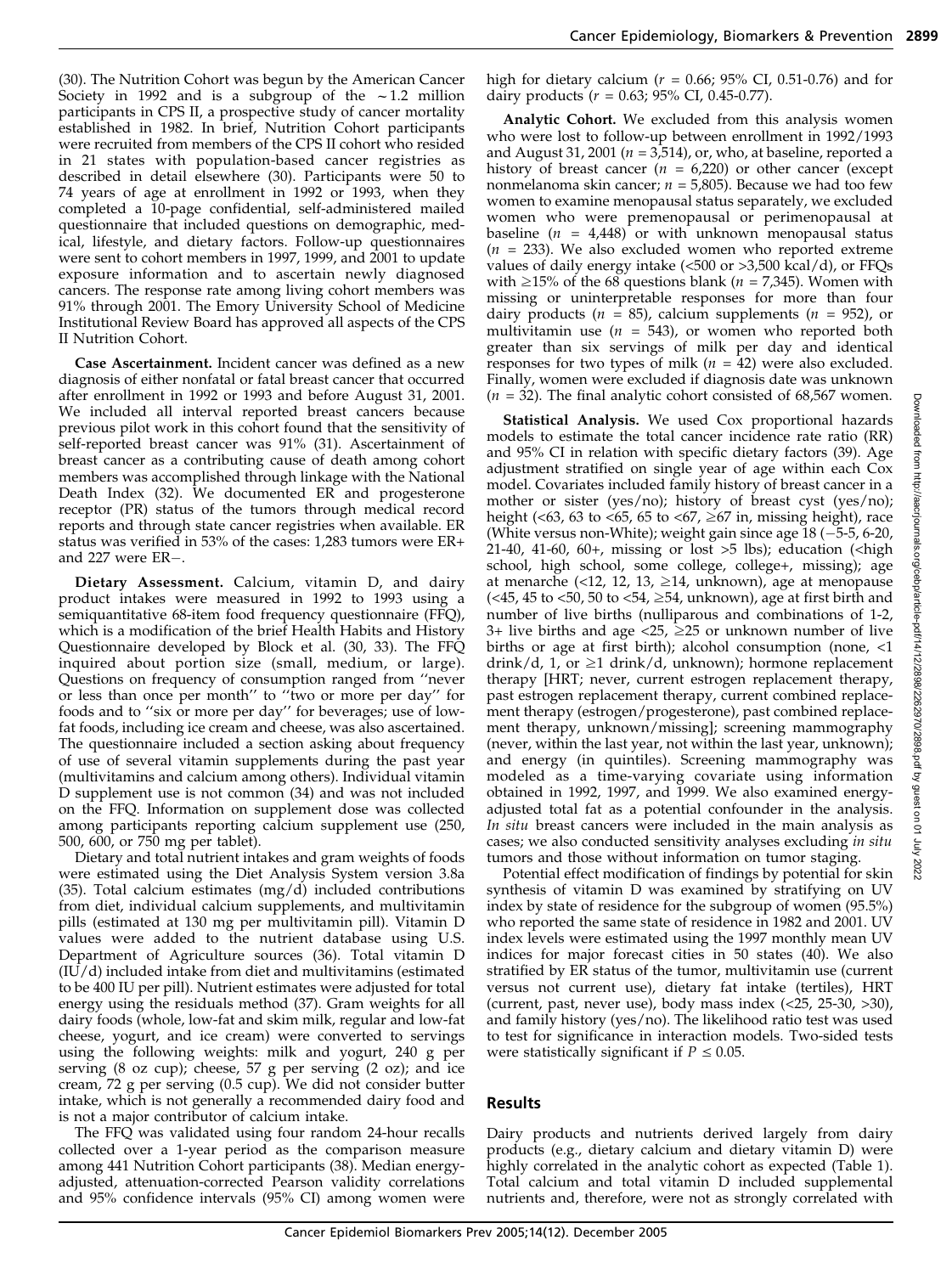(30). The Nutrition Cohort was begun by the American Cancer Society in 1992 and is a subgroup of the ~1.2 million participants in CPS II, a prospective study of cancer mortality established in 1982. In brief, Nutrition Cohort participants were recruited from members of the CPS II cohort who resided in 21 states with population-based cancer registries as described in detail elsewhere (30). Participants were 50 to 74 years of age at enrollment in 1992 or 1993, when they completed a 10-page confidential, self-administered mailed questionnaire that included questions on demographic, medical, lifestyle, and dietary factors. Follow-up questionnaires were sent to cohort members in 1997, 1999, and 2001 to update exposure information and to ascertain newly diagnosed cancers. The response rate among living cohort members was 91% through 2001. The Emory University School of Medicine Institutional Review Board has approved all aspects of the CPS II Nutrition Cohort.

**Case Ascertainment.** Incident cancer was defined as a new diagnosis of either nonfatal or fatal breast cancer that occurred after enrollment in 1992 or 1993 and before August 31, 2001. We included all interval reported breast cancers because previous pilot work in this cohort found that the sensitivity of self-reported breast cancer was 91% (31). Ascertainment of breast cancer as a contributing cause of death among cohort members was accomplished through linkage with the National Death Index (32). We documented ER and progesterone receptor (PR) status of the tumors through medical record reports and through state cancer registries when available. ER status was verified in 53% of the cases: 1,283 tumors were ER+ and 227 were ER−.

**Dietary Assessment.** Calcium, vitamin D, and dairy product intakes were measured in 1992 to 1993 using a semiquantitative 68-item food frequency questionnaire (FFQ), which is a modification of the brief Health Habits and History Questionnaire developed by Block et al. (30, 33). The FFQ inquired about portion size (small, medium, or large). Questions on frequency of consumption ranged from "never or less than once per month" to "two or more per day" for foods and to "six or more per day" for beverages; use of low-fat foods, including ice cream and cheese, was also ascertained. The questionnaire included a section asking about frequency of use of several vitamin supplements during the past year (multivitamins and calcium among others). Individual vitamin D supplement use is not common (34) and was not included on the FFQ. Information on supplement dose was collected among participants reporting calcium supplement use (250, 500, 600, or 750 mg per tablet).

Dietary and total nutrient intakes and gram weights of foods were estimated using the Diet Analysis System version 3.8a (35). Total calcium estimates (mg/d) included contributions from diet, individual calcium supplements, and multivitamin pills (estimated at 130 mg per multivitamin pill). Vitamin D values were added to the nutrient database using U.S. Department of Agriculture sources (36). Total vitamin D (IU/d) included intake from diet and multivitamins (estimated to be 400 IU per pill). Nutrient estimates were adjusted for total energy using the residuals method (37). Gram weights for all dairy foods (whole, low-fat and skim milk, regular and low-fat cheese, yogurt, and ice cream) were converted to servings using the following weights: milk and yogurt, 240 g per serving (8 oz cup); cheese, 57 g per serving (2 oz); and ice cream, 72 g per serving (0.5 cup). We did not consider butter intake, which is not generally a recommended dairy food and is not a major contributor of calcium intake.

The FFQ was validated using four random 24-hour recalls collected over a 1-year period as the comparison measure among 441 Nutrition Cohort participants (38). Median energy-adjusted, attenuation-corrected Pearson validity correlations and 95% confidence intervals (95% CI) among women were high for dietary calcium ($r = 0.66$; 95% CI, 0.51-0.76) and for dairy products ($r = 0.63$; 95% CI, 0.45-0.77).

**Analytic Cohort.** We excluded from this analysis women who were lost to follow-up between enrollment in 1992/1993 and August 31, 2001 ($n = 3,514$), or, who, at baseline, reported a history of breast cancer ($n = 6,220$) or other cancer (except nonmelanoma skin cancer; $n = 5,805$). Because we had too few women to examine menopausal status separately, we excluded women who were premenopausal or perimenopausal at baseline ($n = 4,448$) or with unknown menopausal status ($n = 233$). We also excluded women who reported extreme values of daily energy intake (<500 or >3,500 kcal/d), or FFQs with ≥15% of the 68 questions blank ($n = 7,345$). Women with missing or uninterpretable responses for more than four dairy products ($n = 85$), calcium supplements ($n = 952$), or multivitamin use ($n = 543$), or women who reported both greater than six servings of milk per day and identical responses for two types of milk ($n = 42$) were also excluded. Finally, women were excluded if diagnosis date was unknown ($n = 32$). The final analytic cohort consisted of 68,567 women.

**Statistical Analysis.** We used Cox proportional hazards models to estimate the total cancer incidence rate ratio (RR) and 95% CI in relation with specific dietary factors (39). Age adjustment stratified on single year of age within each Cox model. Covariates included family history of breast cancer in a mother or sister (yes/no); history of breast cyst (yes/no); height (<63, 63 to <65, 65 to <67, ≥67 in, missing height), race (White versus non-White); weight gain since age 18 (−5-5, 6-20, 21-40, 41-60, 60+, missing or lost >5 lbs); education (<high school, high school, some college, college+, missing); age at menarche (<12, 12, 13, ≥14, unknown), age at menopause (<45, 45 to <50, 50 to <54, ≥54, unknown), age at first birth and number of live births (nulliparous and combinations of 1-2, 3+ live births and age <25, ≥25 or unknown number of live births or age at first birth); alcohol consumption (none, <1 drink/d, 1, or ≥1 drink/d, unknown); hormone replacement therapy [HRT; never, current estrogen replacement therapy, past estrogen replacement therapy, current combined replacement therapy (estrogen/progesterone), past combined replacement therapy, unknown/missing]; screening mammography (never, within the last year, not within the last year, unknown); and energy (in quintiles). Screening mammography was modeled as a time-varying covariate using information obtained in 1992, 1997, and 1999. We also examined energy-adjusted total fat as a potential confounder in the analysis. *In situ* breast cancers were included in the main analysis as cases; we also conducted sensitivity analyses excluding *in situ* tumors and those without information on tumor staging.

Potential effect modification of findings by potential for skin synthesis of vitamin D was examined by stratifying on UV index by state of residence for the subgroup of women (95.5%) who reported the same state of residence in 1982 and 2001. UV index levels were estimated using the 1997 monthly mean UV indices for major forecast cities in 50 states (40). We also stratified by ER status of the tumor, multivitamin use (current versus not current use), dietary fat intake (tertiles), HRT (current, past, never use), body mass index (<25, 25-30, >30), and family history (yes/no). The likelihood ratio test was used to test for significance in interaction models. Two-sided tests were statistically significant if $P \leq 0.05$.

## Results

Dairy products and nutrients derived largely from dairy products (e.g., dietary calcium and dietary vitamin D) were highly correlated in the analytic cohort as expected (Table 1). Total calcium and total vitamin D included supplemental nutrients and, therefore, were not as strongly correlated with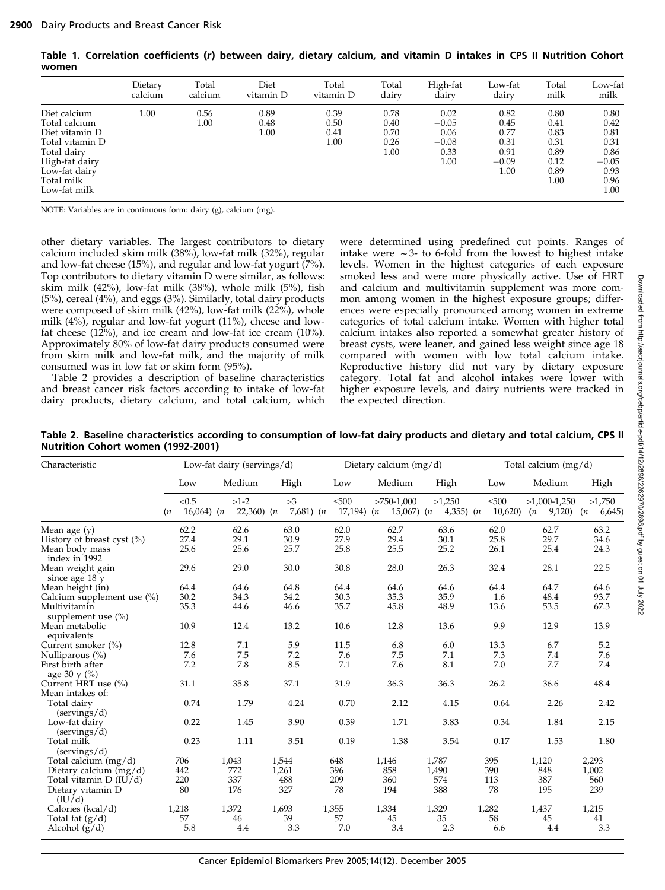**Table 1. Correlation coefficients (*r*) between dairy, dietary calcium, and vitamin D intakes in CPS II Nutrition Cohort women**

| | Dietary calcium | Total calcium | Diet vitamin D | Total vitamin D | Total dairy | High-fat dairy | Low-fat dairy | Total milk | Low-fat milk |
|---|---|---|---|---|---|---|---|---|---|
| Diet calcium | 1.00 | 0.56 | 0.89 | 0.39 | 0.78 | 0.02 | 0.82 | 0.80 | 0.80 |
| Total calcium | | 1.00 | 0.48 | 0.50 | 0.40 | −0.05 | 0.45 | 0.41 | 0.42 |
| Diet vitamin D | | | 1.00 | 0.41 | 0.70 | 0.06 | 0.77 | 0.83 | 0.81 |
| Total vitamin D | | | | 1.00 | 0.26 | −0.08 | 0.31 | 0.31 | 0.31 |
| Total dairy | | | | | 1.00 | 0.33 | 0.91 | 0.89 | 0.86 |
| High-fat dairy | | | | | | 1.00 | −0.09 | 0.12 | −0.05 |
| Low-fat dairy | | | | | | | 1.00 | 0.89 | 0.93 |
| Total milk | | | | | | | | 1.00 | 0.96 |
| Low-fat milk | | | | | | | | | 1.00 |

NOTE: Variables are in continuous form: dairy (g), calcium (mg).

other dietary variables. The largest contributors to dietary calcium included skim milk (38%), low-fat milk (32%), regular and low-fat cheese (15%), and regular and low-fat yogurt (7%). Top contributors to dietary vitamin D were similar, as follows: skim milk (42%), low-fat milk (38%), whole milk (5%), fish (5%), cereal (4%), and eggs (3%). Similarly, total dairy products were composed of skim milk (42%), low-fat milk (22%), whole milk (4%), regular and low-fat yogurt (11%), cheese and low-fat cheese (12%), and ice cream and low-fat ice cream (10%). Approximately 80% of low-fat dairy products consumed were from skim milk and low-fat milk, and the majority of milk consumed was in low fat or skim form (95%).

Table 2 provides a description of baseline characteristics and breast cancer risk factors according to intake of low-fat dairy products, dietary calcium, and total calcium, which were determined using predefined cut points. Ranges of intake were ~3- to 6-fold from the lowest to highest intake levels. Women in the highest categories of each exposure smoked less and were more physically active. Use of HRT and calcium and multivitamin supplement was more common among women in the highest exposure groups; differences were especially pronounced among women in extreme categories of total calcium intake. Women with higher total calcium intakes also reported a somewhat greater history of breast cysts, were leaner, and gained less weight since age 18 compared with women with low total calcium intake. Reproductive history did not vary by dietary exposure category. Total fat and alcohol intakes were lower with higher exposure levels, and dairy nutrients were tracked in the expected direction.

**Table 2. Baseline characteristics according to consumption of low-fat dairy products and dietary and total calcium, CPS II Nutrition Cohort women (1992-2001)**

| Characteristic | Low-fat dairy (servings/d) | | | Dietary calcium (mg/d) | | | Total calcium (mg/d) | | |
|---|---|---|---|---|---|---|---|---|---|
| | Low | Medium | High | Low | Medium | High | Low | Medium | High |
| | <0.5 ($n$ = 16,064) | >1-2 ($n$ = 22,360) | >3 ($n$ = 7,681) | ≤500 ($n$ = 17,194) | >750-1,000 ($n$ = 15,067) | >1,250 ($n$ = 4,355) | ≤500 ($n$ = 10,620) | >1,000-1,250 ($n$ = 9,120) | >1,750 ($n$ = 6,645) |
| Mean age (y) | 62.2 | 62.6 | 63.0 | 62.0 | 62.7 | 63.6 | 62.0 | 62.7 | 63.2 |
| History of breast cyst (%) | 27.4 | 29.1 | 30.9 | 27.9 | 29.4 | 30.1 | 25.8 | 29.7 | 34.6 |
| Mean body mass index in 1992 | 25.6 | 25.6 | 25.7 | 25.8 | 25.5 | 25.2 | 26.1 | 25.4 | 24.3 |
| Mean weight gain since age 18 y | 29.6 | 29.0 | 30.0 | 30.8 | 28.0 | 26.3 | 32.4 | 28.1 | 22.5 |
| Mean height (in) | 64.4 | 64.6 | 64.8 | 64.4 | 64.6 | 64.6 | 64.4 | 64.7 | 64.6 |
| Calcium supplement use (%) | 30.2 | 34.3 | 34.2 | 30.3 | 35.3 | 35.9 | 1.6 | 48.4 | 93.7 |
| Multivitamin supplement use (%) | 35.3 | 44.6 | 46.6 | 35.7 | 45.8 | 48.9 | 13.6 | 53.5 | 67.3 |
| Mean metabolic equivalents | 10.9 | 12.4 | 13.2 | 10.6 | 12.8 | 13.6 | 9.9 | 12.9 | 13.9 |
| Current smoker (%) | 12.8 | 7.1 | 5.9 | 11.5 | 6.8 | 6.0 | 13.3 | 6.7 | 5.2 |
| Nulliparous (%) | 7.6 | 7.5 | 7.2 | 7.6 | 7.5 | 7.1 | 7.3 | 7.4 | 7.6 |
| First birth after age 30 y (%) | 7.2 | 7.8 | 8.5 | 7.1 | 7.6 | 8.1 | 7.0 | 7.7 | 7.4 |
| Current HRT use (%) | 31.1 | 35.8 | 37.1 | 31.9 | 36.3 | 36.3 | 26.2 | 36.6 | 48.4 |
| Mean intakes of: | | | | | | | | | |
| Total dairy (servings/d) | 0.74 | 1.79 | 4.24 | 0.70 | 2.12 | 4.15 | 0.64 | 2.26 | 2.42 |
| Low-fat dairy (servings/d) | 0.22 | 1.45 | 3.90 | 0.39 | 1.71 | 3.83 | 0.34 | 1.84 | 2.15 |
| Total milk (servings/d) | 0.23 | 1.11 | 3.51 | 0.19 | 1.38 | 3.54 | 0.17 | 1.53 | 1.80 |
| Total calcium (mg/d) | 706 | 1,043 | 1,544 | 648 | 1,146 | 1,787 | 395 | 1,120 | 2,293 |
| Dietary calcium (mg/d) | 442 | 772 | 1,261 | 396 | 858 | 1,490 | 390 | 848 | 1,002 |
| Total vitamin D (IU/d) | 220 | 337 | 488 | 209 | 360 | 574 | 113 | 387 | 560 |
| Dietary vitamin D (IU/d) | 80 | 176 | 327 | 78 | 194 | 388 | 78 | 195 | 239 |
| Calories (kcal/d) | 1,218 | 1,372 | 1,693 | 1,355 | 1,334 | 1,329 | 1,282 | 1,437 | 1,215 |
| Total fat (g/d) | 57 | 46 | 39 | 57 | 45 | 35 | 58 | 45 | 41 |
| Alcohol (g/d) | 5.8 | 4.4 | 3.3 | 7.0 | 3.4 | 2.3 | 6.6 | 4.4 | 3.3 |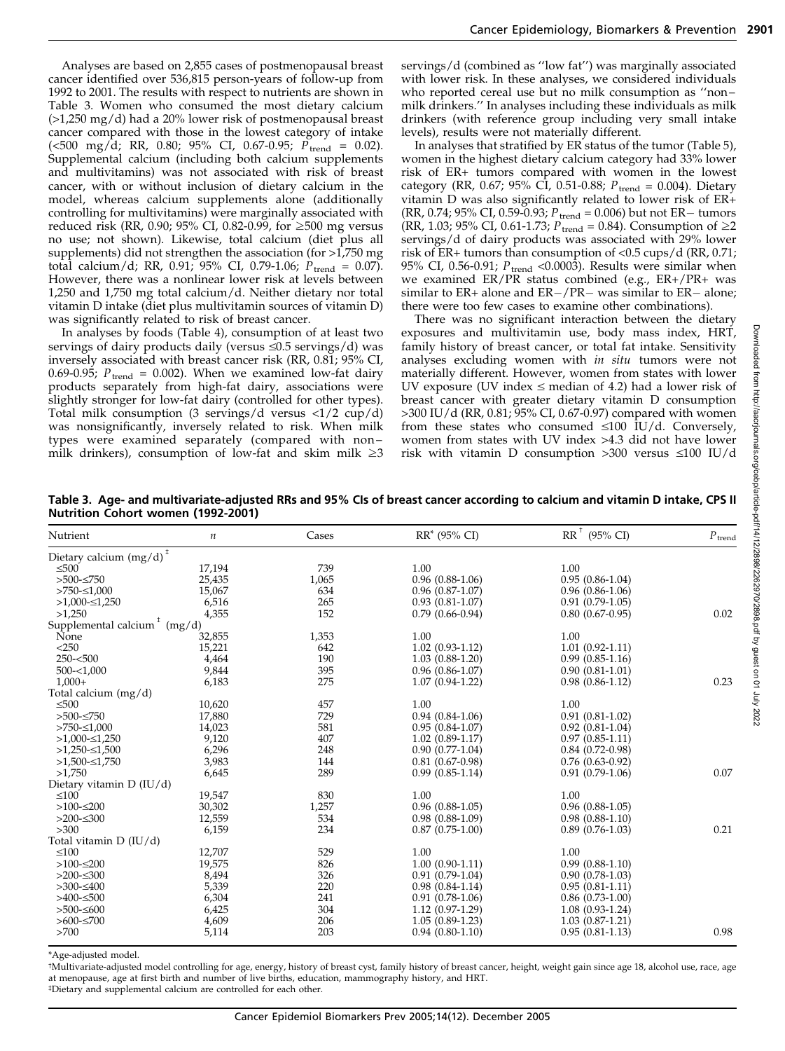Analyses are based on 2,855 cases of postmenopausal breast cancer identified over 536,815 person-years of follow-up from 1992 to 2001. The results with respect to nutrients are shown in Table 3. Women who consumed the most dietary calcium (>1,250 mg/d) had a 20% lower risk of postmenopausal breast cancer compared with those in the lowest category of intake (<500 mg/d; RR, 0.80; 95% CI, 0.67-0.95; $P_{\text{trend}}$ = 0.02). Supplemental calcium (including both calcium supplements and multivitamins) was not associated with risk of breast cancer, with or without inclusion of dietary calcium in the model, whereas calcium supplements alone (additionally controlling for multivitamins) were marginally associated with reduced risk (RR, 0.90; 95% CI, 0.82-0.99, for ≥500 mg versus no use; not shown). Likewise, total calcium (diet plus all supplements) did not strengthen the association (for >1,750 mg total calcium/d; RR, 0.91; 95% CI, 0.79-1.06; $P_{\text{trend}}$ = 0.07). However, there was a nonlinear lower risk at levels between 1,250 and 1,750 mg total calcium/d. Neither dietary nor total vitamin D intake (diet plus multivitamin sources of vitamin D) was significantly related to risk of breast cancer.

In analyses by foods (Table 4), consumption of at least two servings of dairy products daily (versus ≤0.5 servings/d) was inversely associated with breast cancer risk (RR, 0.81; 95% CI, 0.69-0.95; $P_{\text{trend}}$ = 0.002). When we examined low-fat dairy products separately from high-fat dairy, associations were slightly stronger for low-fat dairy (controlled for other types). Total milk consumption (3 servings/d versus <1/2 cup/d) was nonsignificantly, inversely related to risk. When milk types were examined separately (compared with non–milk drinkers), consumption of low-fat and skim milk ≥3 servings/d (combined as ''low fat'') was marginally associated with lower risk. In these analyses, we considered individuals who reported cereal use but no milk consumption as ''non–milk drinkers.'' In analyses including these individuals as milk drinkers (with reference group including very small intake levels), results were not materially different.

In analyses that stratified by ER status of the tumor (Table 5), women in the highest dietary calcium category had 33% lower risk of ER+ tumors compared with women in the lowest category (RR, 0.67; 95% CI, 0.51-0.88; $P_{\text{trend}}$ = 0.004). Dietary vitamin D was also significantly related to lower risk of ER+ (RR, 0.74; 95% CI, 0.59-0.93; $P_{\text{trend}}$ = 0.006) but not ER− tumors (RR, 1.03; 95% CI, 0.61-1.73; $P_{\text{trend}}$ = 0.84). Consumption of ≥2 servings/d of dairy products was associated with 29% lower risk of ER+ tumors than consumption of <0.5 cups/d (RR, 0.71; 95% CI, 0.56-0.91; $P_{\text{trend}}$ <0.0003). Results were similar when we examined ER/PR status combined (e.g., ER+/PR+ was similar to ER+ alone and ER−/PR− was similar to ER− alone; there were too few cases to examine other combinations).

There was no significant interaction between the dietary exposures and multivitamin use, body mass index, HRT, family history of breast cancer, or total fat intake. Sensitivity analyses excluding women with *in situ* tumors were not materially different. However, women from states with lower UV exposure (UV index ≤ median of 4.2) had a lower risk of breast cancer with greater dietary vitamin D consumption >300 IU/d (RR, 0.81; 95% CI, 0.67-0.97) compared with women from these states who consumed ≤100 IU/d. Conversely, women from states with UV index >4.3 did not have lower risk with vitamin D consumption >300 versus ≤100 IU/d

**Table 3. Age- and multivariate-adjusted RRs and 95% CIs of breast cancer according to calcium and vitamin D intake, CPS II Nutrition Cohort women (1992-2001)**

| Nutrient | *n* | Cases | RR* (95% CI) | RR† (95% CI) | $P_{\text{trend}}$ |
|---|---|---|---|---|---|
| Dietary calcium (mg/d)‡ | | | | | |
| ≤500 | 17,194 | 739 | 1.00 | 1.00 | |
| >500-≤750 | 25,435 | 1,065 | 0.96 (0.88-1.06) | 0.95 (0.86-1.04) | |
| >750-≤1,000 | 15,067 | 634 | 0.96 (0.87-1.07) | 0.96 (0.86-1.06) | |
| >1,000-≤1,250 | 6,516 | 265 | 0.93 (0.81-1.07) | 0.91 (0.79-1.05) | |
| >1,250 | 4,355 | 152 | 0.79 (0.66-0.94) | 0.80 (0.67-0.95) | 0.02 |
| Supplemental calcium‡ (mg/d) | | | | | |
| None | 32,855 | 1,353 | 1.00 | 1.00 | |
| <250 | 15,221 | 642 | 1.02 (0.93-1.12) | 1.01 (0.92-1.11) | |
| 250-<500 | 4,464 | 190 | 1.03 (0.88-1.20) | 0.99 (0.85-1.16) | |
| 500-<1,000 | 9,844 | 395 | 0.96 (0.86-1.07) | 0.90 (0.81-1.01) | |
| 1,000+ | 6,183 | 275 | 1.07 (0.94-1.22) | 0.98 (0.86-1.12) | 0.23 |
| Total calcium (mg/d) | | | | | |
| ≤500 | 10,620 | 457 | 1.00 | 1.00 | |
| >500-≤750 | 17,880 | 729 | 0.94 (0.84-1.06) | 0.91 (0.81-1.02) | |
| >750-≤1,000 | 14,023 | 581 | 0.95 (0.84-1.07) | 0.92 (0.81-1.04) | |
| >1,000-≤1,250 | 9,120 | 407 | 1.02 (0.89-1.17) | 0.97 (0.85-1.11) | |
| >1,250-≤1,500 | 6,296 | 248 | 0.90 (0.77-1.04) | 0.84 (0.72-0.98) | |
| >1,500-≤1,750 | 3,983 | 144 | 0.81 (0.67-0.98) | 0.76 (0.63-0.92) | |
| >1,750 | 6,645 | 289 | 0.99 (0.85-1.14) | 0.91 (0.79-1.06) | 0.07 |
| Dietary vitamin D (IU/d) | | | | | |
| ≤100 | 19,547 | 830 | 1.00 | 1.00 | |
| >100-≤200 | 30,302 | 1,257 | 0.96 (0.88-1.05) | 0.96 (0.88-1.05) | |
| >200-≤300 | 12,559 | 534 | 0.98 (0.88-1.09) | 0.98 (0.88-1.10) | |
| >300 | 6,159 | 234 | 0.87 (0.75-1.00) | 0.89 (0.76-1.03) | 0.21 |
| Total vitamin D (IU/d) | | | | | |
| ≤100 | 12,707 | 529 | 1.00 | 1.00 | |
| >100-≤200 | 19,575 | 826 | 1.00 (0.90-1.11) | 0.99 (0.88-1.10) | |
| >200-≤300 | 8,494 | 326 | 0.91 (0.79-1.04) | 0.90 (0.78-1.03) | |
| >300-≤400 | 5,339 | 220 | 0.98 (0.84-1.14) | 0.95 (0.81-1.11) | |
| >400-≤500 | 6,304 | 241 | 0.91 (0.78-1.06) | 0.86 (0.73-1.00) | |
| >500-≤600 | 6,425 | 304 | 1.12 (0.97-1.29) | 1.08 (0.93-1.24) | |
| >600-≤700 | 4,609 | 206 | 1.05 (0.89-1.23) | 1.03 (0.87-1.21) | |
| >700 | 5,114 | 203 | 0.94 (0.80-1.10) | 0.95 (0.81-1.13) | 0.98 |

*Age-adjusted model.

†Multivariate-adjusted model controlling for age, energy, history of breast cyst, family history of breast cancer, height, weight gain since age 18, alcohol use, race, age at menopause, age at first birth and number of live births, education, mammography history, and HRT.

‡Dietary and supplemental calcium are controlled for each other.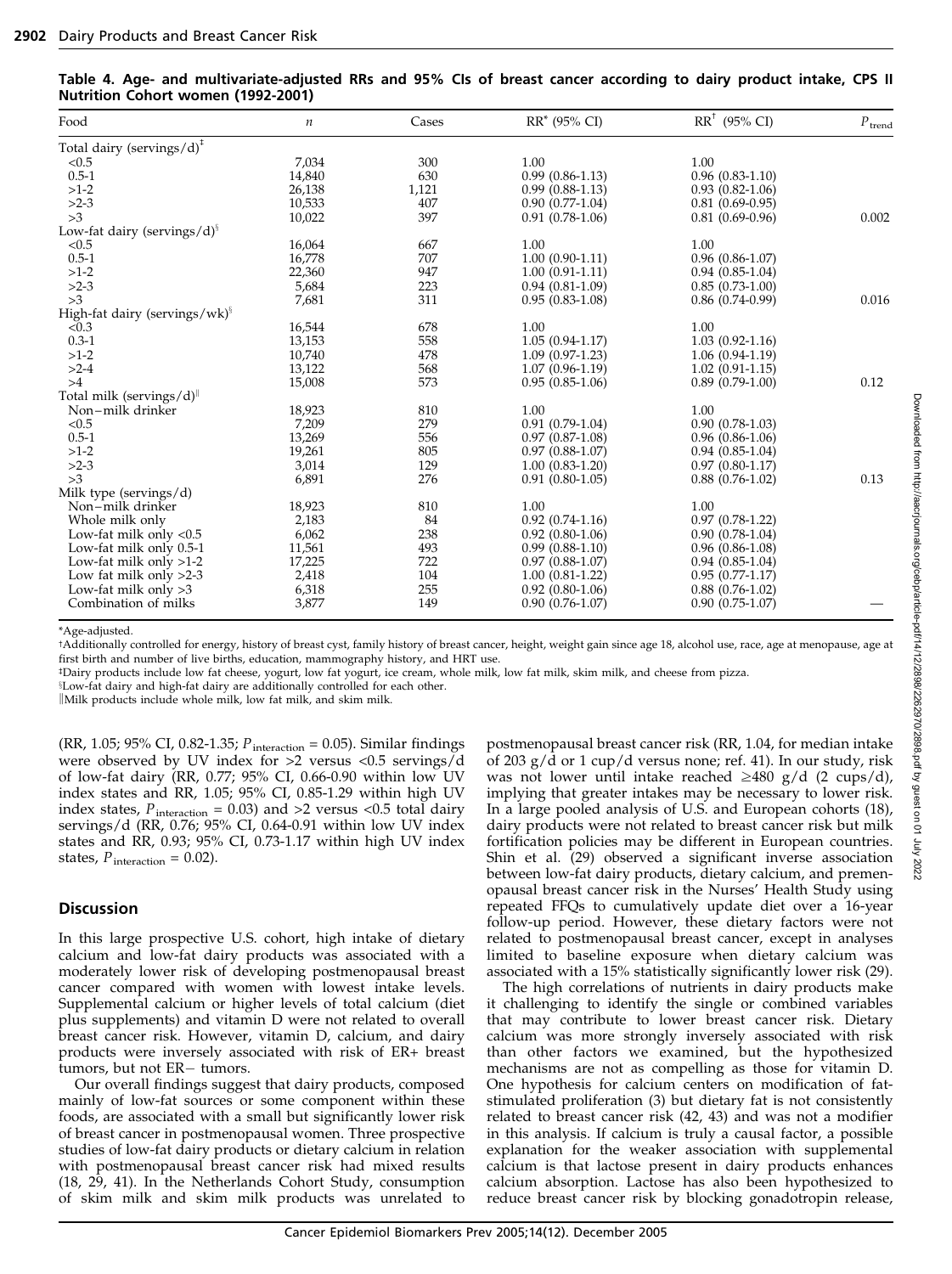**Table 4. Age- and multivariate-adjusted RRs and 95% CIs of breast cancer according to dairy product intake, CPS II Nutrition Cohort women (1992-2001)**

| Food | $n$ | Cases | RR* (95% CI) | RR† (95% CI) | $P_{trend}$ |
|---|---|---|---|---|---|
| Total dairy (servings/d)‡ | | | | | |
| <0.5 | 7,034 | 300 | 1.00 | 1.00 | |
| 0.5-1 | 14,840 | 630 | 0.99 (0.86-1.13) | 0.96 (0.83-1.10) | |
| >1-2 | 26,138 | 1,121 | 0.99 (0.88-1.13) | 0.93 (0.82-1.06) | |
| >2-3 | 10,533 | 407 | 0.90 (0.77-1.04) | 0.81 (0.69-0.95) | |
| >3 | 10,022 | 397 | 0.91 (0.78-1.06) | 0.81 (0.69-0.96) | 0.002 |
| Low-fat dairy (servings/d)§ | | | | | |
| <0.5 | 16,064 | 667 | 1.00 | 1.00 | |
| 0.5-1 | 16,778 | 707 | 1.00 (0.90-1.11) | 0.96 (0.86-1.07) | |
| >1-2 | 22,360 | 947 | 1.00 (0.91-1.11) | 0.94 (0.85-1.04) | |
| >2-3 | 5,684 | 223 | 0.94 (0.81-1.09) | 0.85 (0.73-1.00) | |
| >3 | 7,681 | 311 | 0.95 (0.83-1.08) | 0.86 (0.74-0.99) | 0.016 |
| High-fat dairy (servings/wk)§ | | | | | |
| <0.3 | 16,544 | 678 | 1.00 | 1.00 | |
| 0.3-1 | 13,153 | 558 | 1.05 (0.94-1.17) | 1.03 (0.92-1.16) | |
| >1-2 | 10,740 | 478 | 1.09 (0.97-1.23) | 1.06 (0.94-1.19) | |
| >2-4 | 13,122 | 568 | 1.07 (0.96-1.19) | 1.02 (0.91-1.15) | |
| >4 | 15,008 | 573 | 0.95 (0.85-1.06) | 0.89 (0.79-1.00) | 0.12 |
| Total milk (servings/d)∥ | | | | | |
| Non−milk drinker | 18,923 | 810 | 1.00 | 1.00 | |
| <0.5 | 7,209 | 279 | 0.91 (0.79-1.04) | 0.90 (0.78-1.03) | |
| 0.5-1 | 13,269 | 556 | 0.97 (0.87-1.08) | 0.96 (0.86-1.07) | |
| >1-2 | 19,261 | 805 | 0.97 (0.88-1.07) | 0.94 (0.85-1.04) | |
| >2-3 | 3,014 | 129 | 1.00 (0.83-1.20) | 0.97 (0.80-1.17) | |
| >3 | 6,891 | 276 | 0.91 (0.80-1.05) | 0.88 (0.76-1.02) | 0.13 |
| Milk type (servings/d) | | | | | |
| Non−milk drinker | 18,923 | 810 | 1.00 | 1.00 | |
| Whole milk only | 2,183 | 84 | 0.92 (0.74-1.16) | 0.97 (0.78-1.22) | |
| Low-fat milk only <0.5 | 6,062 | 238 | 0.92 (0.80-1.06) | 0.90 (0.78-1.04) | |
| Low-fat milk only 0.5-1 | 11,561 | 493 | 0.99 (0.88-1.10) | 0.96 (0.86-1.08) | |
| Low-fat milk only >1-2 | 17,225 | 722 | 0.97 (0.88-1.07) | 0.94 (0.85-1.04) | |
| Low fat milk only >2-3 | 2,418 | 104 | 1.00 (0.81-1.22) | 0.95 (0.77-1.17) | |
| Low-fat milk only >3 | 6,318 | 255 | 0.92 (0.80-1.06) | 0.88 (0.76-1.02) | |
| Combination of milks | 3,877 | 149 | 0.90 (0.76-1.07) | 0.90 (0.75-1.07) | — |

*Age-adjusted.

†Additionally controlled for energy, history of breast cyst, family history of breast cancer, height, weight gain since age 18, alcohol use, race, age at menopause, age at first birth and number of live births, education, mammography history, and HRT use.

‡Dairy products include low fat cheese, yogurt, low fat yogurt, ice cream, whole milk, low fat milk, skim milk, and cheese from pizza.

§Low-fat dairy and high-fat dairy are additionally controlled for each other.

∥Milk products include whole milk, low fat milk, and skim milk.

(RR, 1.05; 95% CI, 0.82-1.35; $P_{interaction}$ = 0.05). Similar findings were observed by UV index for >2 versus <0.5 servings/d of low-fat dairy (RR, 0.77; 95% CI, 0.66-0.90 within low UV index states and RR, 1.05; 95% CI, 0.85-1.29 within high UV index states, $P_{interaction}$ = 0.03) and >2 versus <0.5 total dairy servings/d (RR, 0.76; 95% CI, 0.64-0.91 within low UV index states and RR, 0.93; 95% CI, 0.73-1.17 within high UV index states, $P_{interaction}$ = 0.02).

## Discussion

In this large prospective U.S. cohort, high intake of dietary calcium and low-fat dairy products was associated with a moderately lower risk of developing postmenopausal breast cancer compared with women with lowest intake levels. Supplemental calcium or higher levels of total calcium (diet plus supplements) and vitamin D were not related to overall breast cancer risk. However, vitamin D, calcium, and dairy products were inversely associated with risk of ER+ breast tumors, but not ER− tumors.

Our overall findings suggest that dairy products, composed mainly of low-fat sources or some component within these foods, are associated with a small but significantly lower risk of breast cancer in postmenopausal women. Three prospective studies of low-fat dairy products or dietary calcium in relation with postmenopausal breast cancer risk had mixed results (18, 29, 41). In the Netherlands Cohort Study, consumption of skim milk and skim milk products was unrelated to postmenopausal breast cancer risk (RR, 1.04, for median intake of 203 g/d or 1 cup/d versus none; ref. 41). In our study, risk was not lower until intake reached ≥480 g/d (2 cups/d), implying that greater intakes may be necessary to lower risk. In a large pooled analysis of U.S. and European cohorts (18), dairy products were not related to breast cancer risk but milk fortification policies may be different in European countries. Shin et al. (29) observed a significant inverse association between low-fat dairy products, dietary calcium, and premenopausal breast cancer risk in the Nurses' Health Study using repeated FFQs to cumulatively update diet over a 16-year follow-up period. However, these dietary factors were not related to postmenopausal breast cancer, except in analyses limited to baseline exposure when dietary calcium was associated with a 15% statistically significantly lower risk (29).

The high correlations of nutrients in dairy products make it challenging to identify the single or combined variables that may contribute to lower breast cancer risk. Dietary calcium was more strongly inversely associated with risk than other factors we examined, but the hypothesized mechanisms are not as compelling as those for vitamin D. One hypothesis for calcium centers on modification of fat-stimulated proliferation (3) but dietary fat is not consistently related to breast cancer risk (42, 43) and was not a modifier in this analysis. If calcium is truly a causal factor, a possible explanation for the weaker association with supplemental calcium is that lactose present in dairy products enhances calcium absorption. Lactose has also been hypothesized to reduce breast cancer risk by blocking gonadotropin release,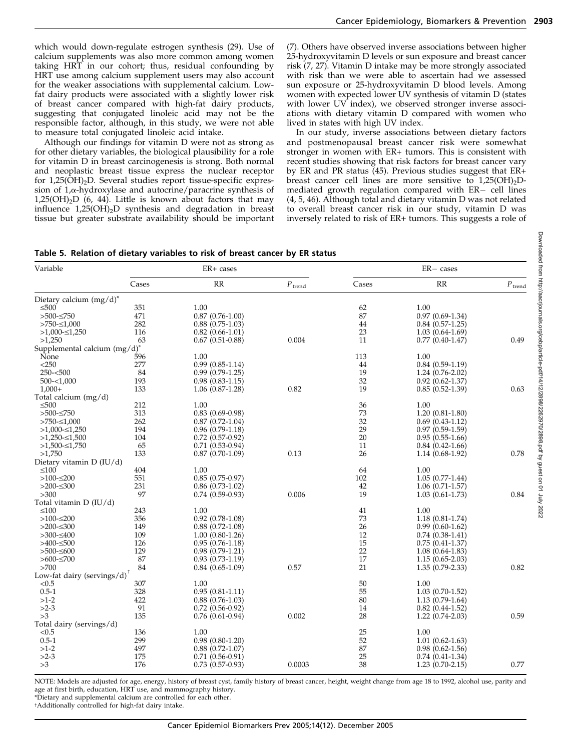which would down-regulate estrogen synthesis (29). Use of calcium supplements was also more common among women taking HRT in our cohort; thus, residual confounding by HRT use among calcium supplement users may also account for the weaker associations with supplemental calcium. Low-fat dairy products were associated with a slightly lower risk of breast cancer compared with high-fat dairy products, suggesting that conjugated linoleic acid may not be the responsible factor, although, in this study, we were not able to measure total conjugated linoleic acid intake.

Although our findings for vitamin D were not as strong as for other dietary variables, the biological plausibility for a role for vitamin D in breast carcinogenesis is strong. Both normal and neoplastic breast tissue express the nuclear receptor for $1{,}25(OH)_2D$. Several studies report tissue-specific expression of $1{,}\alpha$-hydroxylase and autocrine/paracrine synthesis of $1{,}25(OH)_2D$ (6, 44). Little is known about factors that may influence $1{,}25(OH)_2D$ synthesis and degradation in breast tissue but greater substrate availability should be important (7). Others have observed inverse associations between higher 25-hydroxyvitamin D levels or sun exposure and breast cancer risk (7, 27). Vitamin D intake may be more strongly associated with risk than we were able to ascertain had we assessed sun exposure or 25-hydroxyvitamin D blood levels. Among women with expected lower UV synthesis of vitamin D (states with lower UV index), we observed stronger inverse associations with dietary vitamin D compared with women who lived in states with high UV index.

In our study, inverse associations between dietary factors and postmenopausal breast cancer risk were somewhat stronger in women with ER+ tumors. This is consistent with recent studies showing that risk factors for breast cancer vary by ER and PR status (45). Previous studies suggest that ER+ breast cancer cell lines are more sensitive to $1{,}25(OH)_2D$-mediated growth regulation compared with ER− cell lines (4, 5, 46). Although total and dietary vitamin D was not related to overall breast cancer risk in our study, vitamin D was inversely related to risk of ER+ tumors. This suggests a role of

**Table 5. Relation of dietary variables to risk of breast cancer by ER status**

| Variable | ER+ cases | | | ER− cases | | |
|---|---|---|---|---|---|---|
| | Cases | RR | $P_{trend}$ | Cases | RR | $P_{trend}$ |
| Dietary calcium (mg/d)* | | | | | | |
| ≤500 | 351 | 1.00 | | 62 | 1.00 | |
| >500-≤750 | 471 | 0.87 (0.76-1.00) | | 87 | 0.97 (0.69-1.34) | |
| >750-≤1,000 | 282 | 0.88 (0.75-1.03) | | 44 | 0.84 (0.57-1.25) | |
| >1,000-≤1,250 | 116 | 0.82 (0.66-1.01) | | 23 | 1.03 (0.64-1.69) | |
| >1,250 | 63 | 0.67 (0.51-0.88) | 0.004 | 11 | 0.77 (0.40-1.47) | 0.49 |
| Supplemental calcium (mg/d)* | | | | | | |
| None | 596 | 1.00 | | 113 | 1.00 | |
| <250 | 277 | 0.99 (0.85-1.14) | | 44 | 0.84 (0.59-1.19) | |
| 250-<500 | 84 | 0.99 (0.79-1.25) | | 19 | 1.24 (0.76-2.02) | |
| 500-<1,000 | 193 | 0.98 (0.83-1.15) | | 32 | 0.92 (0.62-1.37) | |
| 1,000+ | 133 | 1.06 (0.87-1.28) | 0.82 | 19 | 0.85 (0.52-1.39) | 0.63 |
| Total calcium (mg/d) | | | | | | |
| ≤500 | 212 | 1.00 | | 36 | 1.00 | |
| >500-≤750 | 313 | 0.83 (0.69-0.98) | | 73 | 1.20 (0.81-1.80) | |
| >750-≤1,000 | 262 | 0.87 (0.72-1.04) | | 32 | 0.69 (0.43-1.12) | |
| >1,000-≤1,250 | 194 | 0.96 (0.79-1.18) | | 29 | 0.97 (0.59-1.59) | |
| >1,250-≤1,500 | 104 | 0.72 (0.57-0.92) | | 20 | 0.95 (0.55-1.66) | |
| >1,500-≤1,750 | 65 | 0.71 (0.53-0.94) | | 11 | 0.84 (0.42-1.66) | |
| >1,750 | 133 | 0.87 (0.70-1.09) | 0.13 | 26 | 1.14 (0.68-1.92) | 0.78 |
| Dietary vitamin D (IU/d) | | | | | | |
| ≤100 | 404 | 1.00 | | 64 | 1.00 | |
| >100-≤200 | 551 | 0.85 (0.75-0.97) | | 102 | 1.05 (0.77-1.44) | |
| >200-≤300 | 231 | 0.86 (0.73-1.02) | | 42 | 1.06 (0.71-1.57) | |
| >300 | 97 | 0.74 (0.59-0.93) | 0.006 | 19 | 1.03 (0.61-1.73) | 0.84 |
| Total vitamin D (IU/d) | | | | | | |
| ≤100 | 243 | 1.00 | | 41 | 1.00 | |
| >100-≤200 | 356 | 0.92 (0.78-1.08) | | 73 | 1.18 (0.81-1.74) | |
| >200-≤300 | 149 | 0.88 (0.72-1.08) | | 26 | 0.99 (0.60-1.62) | |
| >300-≤400 | 109 | 1.00 (0.80-1.26) | | 12 | 0.74 (0.38-1.41) | |
| >400-≤500 | 126 | 0.95 (0.76-1.18) | | 15 | 0.75 (0.41-1.37) | |
| >500-≤600 | 129 | 0.98 (0.79-1.21) | | 22 | 1.08 (0.64-1.83) | |
| >600-≤700 | 87 | 0.93 (0.73-1.19) | | 17 | 1.15 (0.65-2.03) | |
| >700 | 84 | 0.84 (0.65-1.09) | 0.57 | 21 | 1.35 (0.79-2.33) | 0.82 |
| Low-fat dairy (servings/d)† | | | | | | |
| <0.5 | 307 | 1.00 | | 50 | 1.00 | |
| 0.5-1 | 328 | 0.95 (0.81-1.11) | | 55 | 1.03 (0.70-1.52) | |
| >1-2 | 422 | 0.88 (0.76-1.03) | | 80 | 1.13 (0.79-1.64) | |
| >2-3 | 91 | 0.72 (0.56-0.92) | | 14 | 0.82 (0.44-1.52) | |
| >3 | 135 | 0.76 (0.61-0.94) | 0.002 | 28 | 1.22 (0.74-2.03) | 0.59 |
| Total dairy (servings/d) | | | | | | |
| <0.5 | 136 | 1.00 | | 25 | 1.00 | |
| 0.5-1 | 299 | 0.98 (0.80-1.20) | | 52 | 1.01 (0.62-1.63) | |
| >1-2 | 497 | 0.88 (0.72-1.07) | | 87 | 0.98 (0.62-1.56) | |
| >2-3 | 175 | 0.71 (0.56-0.91) | | 25 | 0.74 (0.41-1.34) | |
| >3 | 176 | 0.73 (0.57-0.93) | 0.0003 | 38 | 1.23 (0.70-2.15) | 0.77 |

NOTE: Models are adjusted for age, energy, history of breast cyst, family history of breast cancer, height, weight change from age 18 to 1992, alcohol use, parity and age at first birth, education, HRT use, and mammography history.
*Dietary and supplemental calcium are controlled for each other.
†Additionally controlled for high-fat dairy intake.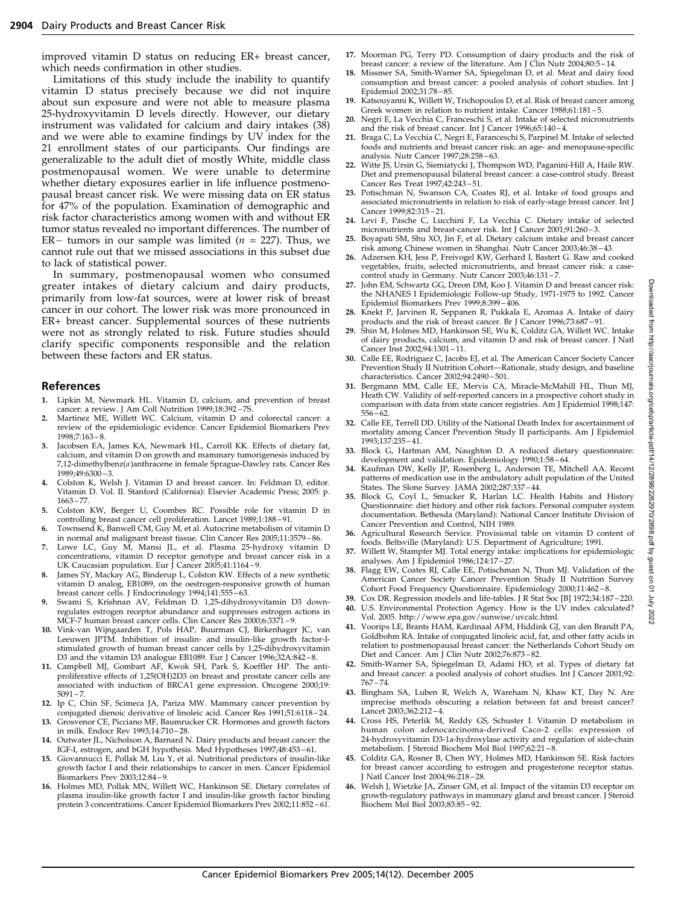improved vitamin D status on reducing ER+ breast cancer, which needs confirmation in other studies.

Limitations of this study include the inability to quantify vitamin D status precisely because we did not inquire about sun exposure and were not able to measure plasma 25-hydroxyvitamin D levels directly. However, our dietary instrument was validated for calcium and dairy intakes (38) and we were able to examine findings by UV index for the 21 enrollment states of our participants. Our findings are generalizable to the adult diet of mostly White, middle class postmenopausal women. We were unable to determine whether dietary exposures earlier in life influence postmenopausal breast cancer risk. We were missing data on ER status for 47% of the population. Examination of demographic and risk factor characteristics among women with and without ER tumor status revealed no important differences. The number of ER− tumors in our sample was limited ($n$ = 227). Thus, we cannot rule out that we missed associations in this subset due to lack of statistical power.

In summary, postmenopausal women who consumed greater intakes of dietary calcium and dairy products, primarily from low-fat sources, were at lower risk of breast cancer in our cohort. The lower risk was more pronounced in ER+ breast cancer. Supplemental sources of these nutrients were not as strongly related to risk. Future studies should clarify specific components responsible and the relation between these factors and ER status.

## References

1. Lipkin M, Newmark HL. Vitamin D, calcium, and prevention of breast cancer: a review. J Am Coll Nutrition 1999;18:392–7S.
2. Martinez ME, Willett WC. Calcium, vitamin D and colorectal cancer: a review of the epidemiologic evidence. Cancer Epidemiol Biomarkers Prev 1998;7:163–8.
3. Jacobsen EA, James KA, Newmark HL, Carroll KK. Effects of dietary fat, calcium, and vitamin D on growth and mammary tumorigenesis induced by 7,12-dimethylbenz(*a*)anthracene in female Sprague-Dawley rats. Cancer Res 1989;49:6300–3.
4. Colston K, Welsh J. Vitamin D and breast cancer. In: Feldman D, editor. Vitamin D. Vol. II. Stanford (California): Elsevier Academic Press; 2005: p. 1663–77.
5. Colston KW, Berger U, Coombes RC. Possible role for vitamin D in controlling breast cancer cell proliferation. Lancet 1989;1:188–91.
6. Townsend K, Banwell CM, Guy M, et al. Autocrine metabolism of vitamin D in normal and malignant breast tissue. Clin Cancer Res 2005;11:3579–86.
7. Lowe LC, Guy M, Mansi JL, et al. Plasma 25-hydroxy vitamin D concentrations, vitamin D receptor genotype and breast cancer risk in a UK Caucasian population. Eur J Cancer 2005;41:1164–9.
8. James SY, Mackay AG, Binderup L, Colston KW. Effects of a new synthetic vitamin D analog, EB1089, on the oestrogen-responsive growth of human breast cancer cells. J Endocrinology 1994;141:555–63.
9. Swami S, Krishnan AV, Feldman D. 1,25-dihydroxyvitamin D3 down-regulates estrogen receptor abundance and suppresses estrogen actions in MCF-7 human breast cancer cells. Clin Cancer Res 2000;6:3371–9.
10. Vink-van Wijngaarden T, Pols HAP, Buurman CJ, Birkenhager JC, van Leeuwen JPTM. Inhibition of insulin- and insulin-like growth factor-I-stimulated growth of human breast cancer cells by 1,25-dihydroxyvitamin D3 and the vitamin D3 analogue EB1089. Eur J Cancer 1996;32A:842–8.
11. Campbell MJ, Gombart AF, Kwok SH, Park S, Koeffler HP. The anti-proliferative effects of 1,25(OH)2D3 on breast and prostate cancer cells are associated with induction of BRCA1 gene expression. Oncogene 2000;19:5091–7.
12. Ip C, Chin SF, Scimeca JA, Pariza MW. Mammary cancer prevention by conjugated dienoic derivative of linoleic acid. Cancer Res 1991;51:6118–24.
13. Grosvenor CE, Picciano MF, Baumrucker CR. Hormones and growth factors in milk. Endocr Rev 1993;14:710–28.
14. Outwater JL, Nicholson A, Barnard N. Dairy products and breast cancer: the IGF-I, estrogen, and bGH hypothesis. Med Hypotheses 1997;48:453–61.
15. Giovannucci E, Pollak M, Liu Y, et al. Nutritional predictors of insulin-like growth factor I and their relationships to cancer in men. Cancer Epidemiol Biomarkers Prev 2003;12:84–9.
16. Holmes MD, Pollak MN, Willett WC, Hankinson SE. Dietary correlates of plasma insulin-like growth factor I and insulin-like growth factor binding protein 3 concentrations. Cancer Epidemiol Biomarkers Prev 2002;11:852–61.
17. Moorman PG, Terry PD. Consumption of dairy products and the risk of breast cancer: a review of the literature. Am J Clin Nutr 2004;80:5–14.
18. Missmer SA, Smith-Warner SA, Spiegelman D, et al. Meat and dairy food consumption and breast cancer: a pooled analysis of cohort studies. Int J Epidemiol 2002;31:78–85.
19. Katsouyanni K, Willett W, Trichopoulos D, et al. Risk of breast cancer among Greek women in relation to nutrient intake. Cancer 1988;61:181–5.
20. Negri E, La Vecchia C, Franceschi S, et al. Intake of selected micronutrients and the risk of breast cancer. Int J Cancer 1996;65:140–4.
21. Braga C, La Vecchia C, Negri E, Faranceschi S, Parpinel M. Intake of selected foods and nutrients and breast cancer risk: an age- and menopause-specific analysis. Nutr Cancer 1997;28:258–63.
22. Witte JS, Ursin G, Siemiatycki J, Thompson WD, Paganini-Hill A, Haile RW. Diet and premenopausal bilateral breast cancer: a case-control study. Breast Cancer Res Treat 1997;42:243–51.
23. Potischman N, Swanson CA, Coates RJ, et al. Intake of food groups and associated micronutrients in relation to risk of early-stage breast cancer. Int J Cancer 1999;82:315–21.
24. Levi F, Pasche C, Lucchini F, La Vecchia C. Dietary intake of selected micronutrients and breast-cancer risk. Int J Cancer 2001;91:260–3.
25. Boyapati SM, Shu XO, Jin F, et al. Dietary calcium intake and breast cancer risk among Chinese women in Shanghai. Nutr Cancer 2003;46:38–43.
26. Adzersen KH, Jess P, Freivogel KW, Gerhard I, Bastert G. Raw and cooked vegetables, fruits, selected micronutrients, and breast cancer risk: a case-control study in Germany. Nutr Cancer 2003;46:131–7.
27. John EM, Schwartz GG, Dreon DM, Koo J. Vitamin D and breast cancer risk: the NHANES I Epidemiologic Follow-up Study, 1971-1975 to 1992. Cancer Epidemiol Biomarkers Prev 1999;8:399–406.
28. Knekt P, Jarvinen R, Seppanen R, Pukkala E, Aromaa A. Intake of dairy products and the risk of breast cancer. Br J Cancer 1996;73:687–91.
29. Shin M, Holmes MD, Hankinson SE, Wu K, Colditz GA, Willett WC. Intake of dairy products, calcium, and vitamin D and risk of breast cancer. J Natl Cancer Inst 2002;94:1301–11.
30. Calle EE, Rodriguez C, Jacobs EJ, et al. The American Cancer Society Cancer Prevention Study II Nutrition Cohort—Rationale, study design, and baseline characteristics. Cancer 2002;94:2490–501.
31. Bergmann MM, Calle EE, Mervis CA, Miracle-McMahill HL, Thun MJ, Heath CW. Validity of self-reported cancers in a prospective cohort study in comparison with data from state cancer registries. Am J Epidemiol 1998;147:556–62.
32. Calle EE, Terrell DD. Utility of the National Death Index for ascertainment of mortality among Cancer Prevention Study II participants. Am J Epidemiol 1993;137:235–41.
33. Block G, Hartman AM, Naughton D. A reduced dietary questionnaire: development and validation. Epidemiology 1990;1:58–64.
34. Kaufman DW, Kelly JP, Rosenberg L, Anderson TE, Mitchell AA. Recent patterns of medication use in the ambulatory adult population of the United States. The Slone Survey. JAMA 2002;287:337–44.
35. Block G, Coyl L, Smucker R, Harlan LC. Health Habits and History Questionnaire: diet history and other risk factors. Personal computer system documentation. Bethesda (Maryland): National Cancer Institute Division of Cancer Prevention and Control, NIH 1989.
36. Agricultural Research Service. Provisional table on vitamin D content of foods. Beltsville (Maryland): U.S. Department of Agriculture; 1991.
37. Willett W, Stampfer MJ. Total energy intake: implications for epidemiologic analyses. Am J Epidemiol 1986;124:17–27.
38. Flagg EW, Coates RJ, Calle EE, Potischman N, Thun MJ. Validation of the American Cancer Society Cancer Prevention Study II Nutrition Survey Cohort Food Frequency Questionnaire. Epidemiology 2000;11:462–8.
39. Cox DR. Regression models and life-tables. J R Stat Soc [B] 1972;34:187–220.
40. U.S. Environmental Protection Agency. How is the UV index calculated? Vol. 2005. http://www.epa.gov/sunwise/uvcalc.html.
41. Voorips LE, Brants HAM, Kardinaal AFM, Hiddink GJ, van den Brandt PA, Goldbohm RA. Intake of conjugated linoleic acid, fat, and other fatty acids in relation to postmenopausal breast cancer: the Netherlands Cohort Study on Diet and Cancer. Am J Clin Nutr 2002;76:873–82.
42. Smith-Warner SA, Spiegelman D, Adami HO, et al. Types of dietary fat and breast cancer: a pooled analysis of cohort studies. Int J Cancer 2001;92:767–74.
43. Bingham SA, Luben R, Welch A, Wareham N, Khaw KT, Day N. Are imprecise methods obscuring a relation between fat and breast cancer? Lancet 2003;362:212–4.
44. Cross HS, Peterlik M, Reddy GS, Schuster I. Vitamin D metabolism in human colon adenocarcinoma-derived Caco-2 cells: expression of 24-hydroxyvitamin D3-1a-hydroxylase activity and regulation of side-chain metabolism. J Steroid Biochem Mol Biol 1997;62:21–8.
45. Colditz GA, Rosner B, Chen WY, Holmes MD, Hankinson SE. Risk factors for breast cancer according to estrogen and progesterone receptor status. J Natl Cancer Inst 2004;96:218–28.
46. Welsh J, Wietzke JA, Zinser GM, et al. Impact of the vitamin D3 receptor on growth-regulatory pathways in mammary gland and breast cancer. J Steroid Biochem Mol Biol 2003;83:85–92.